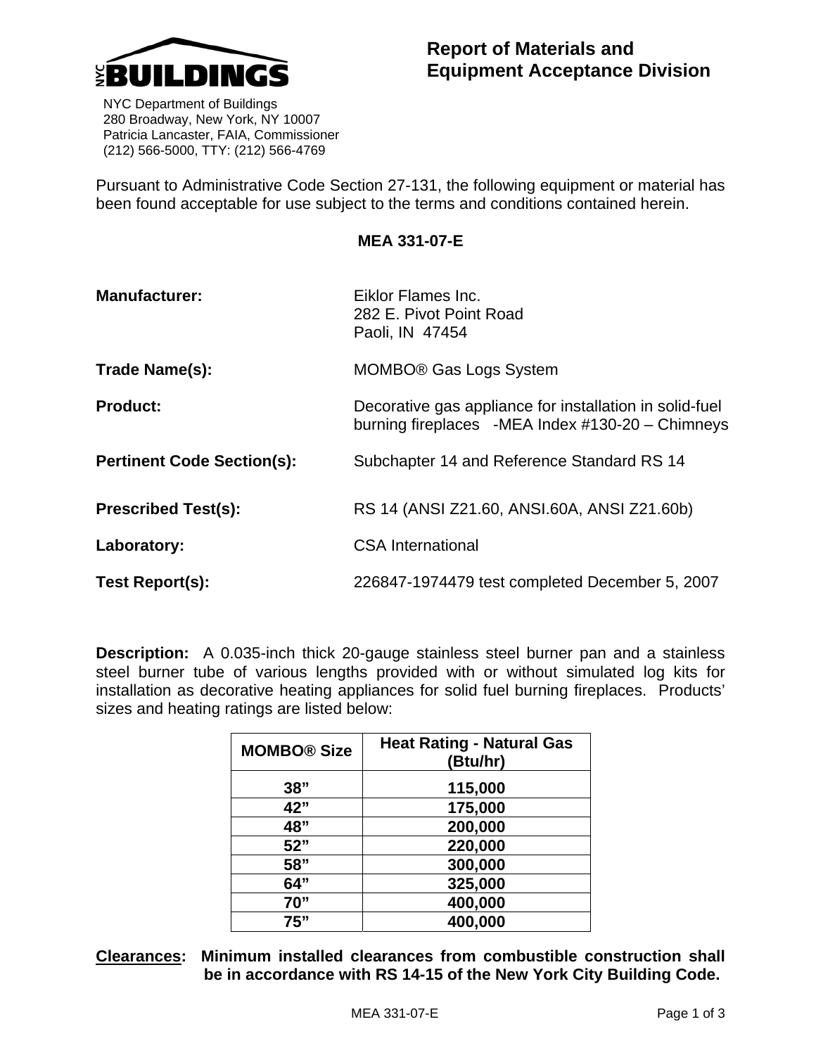**NYC BUILDINGS**

NYC Department of Buildings
280 Broadway, New York, NY 10007
Patricia Lancaster, FAIA, Commissioner
(212) 566-5000, TTY: (212) 566-4769

# Report of Materials and Equipment Acceptance Division

Pursuant to Administrative Code Section 27-131, the following equipment or material has been found acceptable for use subject to the terms and conditions contained herein.

## MEA 331-07-E

**Manufacturer:** Eiklor Flames Inc.
282 E. Pivot Point Road
Paoli, IN 47454

**Trade Name(s):** MOMBO® Gas Logs System

**Product:** Decorative gas appliance for installation in solid-fuel burning fireplaces -MEA Index #130-20 – Chimneys

**Pertinent Code Section(s):** Subchapter 14 and Reference Standard RS 14

**Prescribed Test(s):** RS 14 (ANSI Z21.60, ANSI.60A, ANSI Z21.60b)

**Laboratory:** CSA International

**Test Report(s):** 226847-1974479 test completed December 5, 2007

**Description:** A 0.035-inch thick 20-gauge stainless steel burner pan and a stainless steel burner tube of various lengths provided with or without simulated log kits for installation as decorative heating appliances for solid fuel burning fireplaces. Products' sizes and heating ratings are listed below:

| MOMBO® Size | Heat Rating - Natural Gas (Btu/hr) |
|---|---|
| 38” | 115,000 |
| 42” | 175,000 |
| 48” | 200,000 |
| 52” | 220,000 |
| 58” | 300,000 |
| 64” | 325,000 |
| 70” | 400,000 |
| 75” | 400,000 |

**Clearances: Minimum installed clearances from combustible construction shall be in accordance with RS 14-15 of the New York City Building Code.**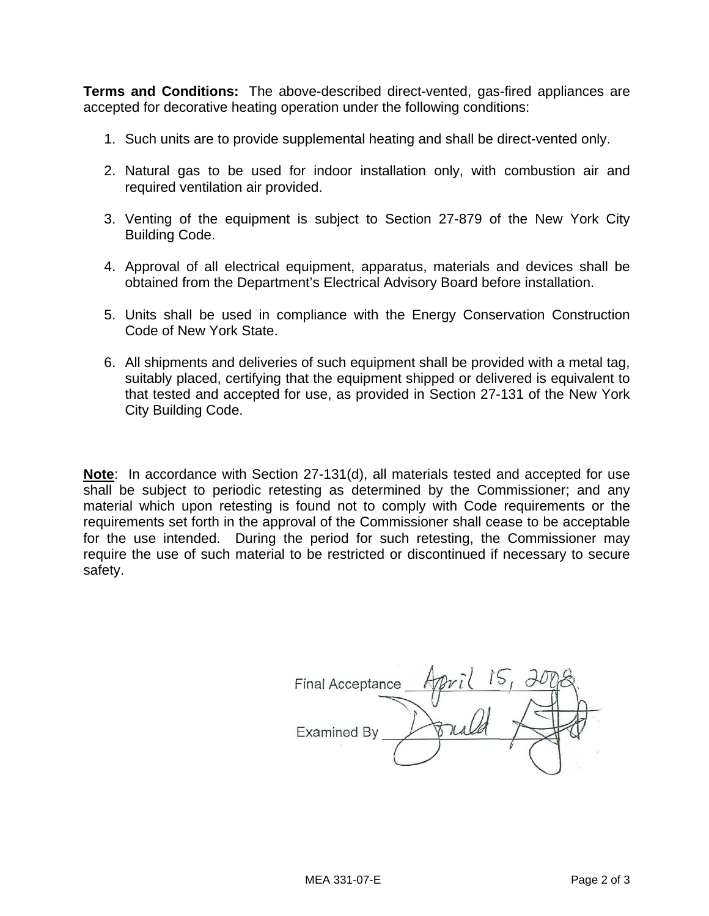**Terms and Conditions:** The above-described direct-vented, gas-fired appliances are accepted for decorative heating operation under the following conditions:

1. Such units are to provide supplemental heating and shall be direct-vented only.

2. Natural gas to be used for indoor installation only, with combustion air and required ventilation air provided.

3. Venting of the equipment is subject to Section 27-879 of the New York City Building Code.

4. Approval of all electrical equipment, apparatus, materials and devices shall be obtained from the Department's Electrical Advisory Board before installation.

5. Units shall be used in compliance with the Energy Conservation Construction Code of New York State.

6. All shipments and deliveries of such equipment shall be provided with a metal tag, suitably placed, certifying that the equipment shipped or delivered is equivalent to that tested and accepted for use, as provided in Section 27-131 of the New York City Building Code.

**Note**: In accordance with Section 27-131(d), all materials tested and accepted for use shall be subject to periodic retesting as determined by the Commissioner; and any material which upon retesting is found not to comply with Code requirements or the requirements set forth in the approval of the Commissioner shall cease to be acceptable for the use intended. During the period for such retesting, the Commissioner may require the use of such material to be restricted or discontinued if necessary to secure safety.

Final Acceptance April 15, 2008

Examined By Donald [signature]

MEA 331-07-E